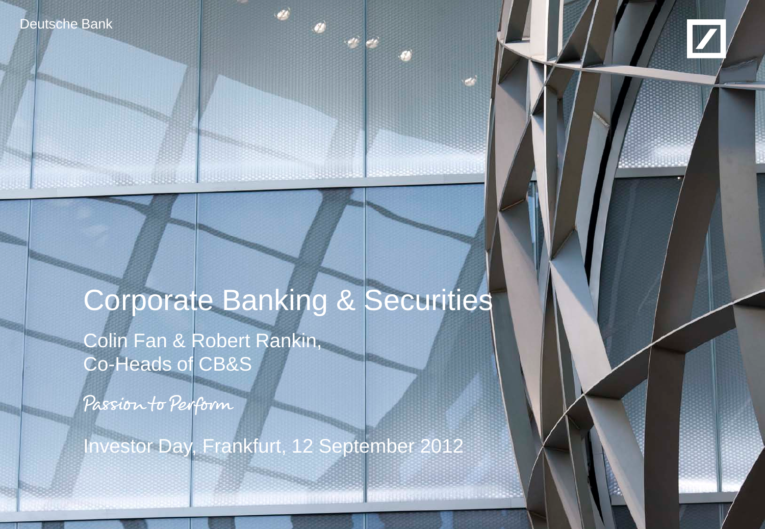Deutsche Bank

# Corporate Banking & Securities

Colin Fan & Robert Rankin,
Co-Heads of CB&S

*Passion to Perform*

Investor Day, Frankfurt, 12 September 2012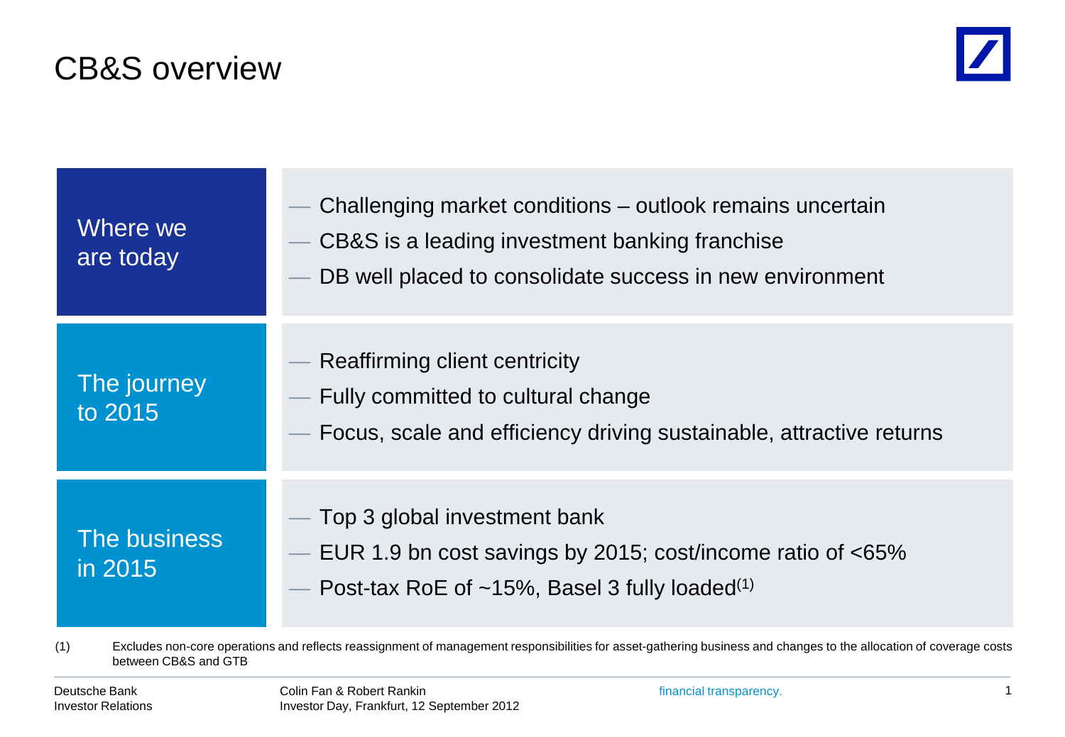# CB&S overview

## Where we are today

- Challenging market conditions – outlook remains uncertain
- CB&S is a leading investment banking franchise
- DB well placed to consolidate success in new environment

## The journey to 2015

- Reaffirming client centricity
- Fully committed to cultural change
- Focus, scale and efficiency driving sustainable, attractive returns

## The business in 2015

- Top 3 global investment bank
- EUR 1.9 bn cost savings by 2015; cost/income ratio of <65%
- Post-tax RoE of ~15%, Basel 3 fully loaded(1)

(1) Excludes non-core operations and reflects reassignment of management responsibilities for asset-gathering business and changes to the allocation of coverage costs between CB&S and GTB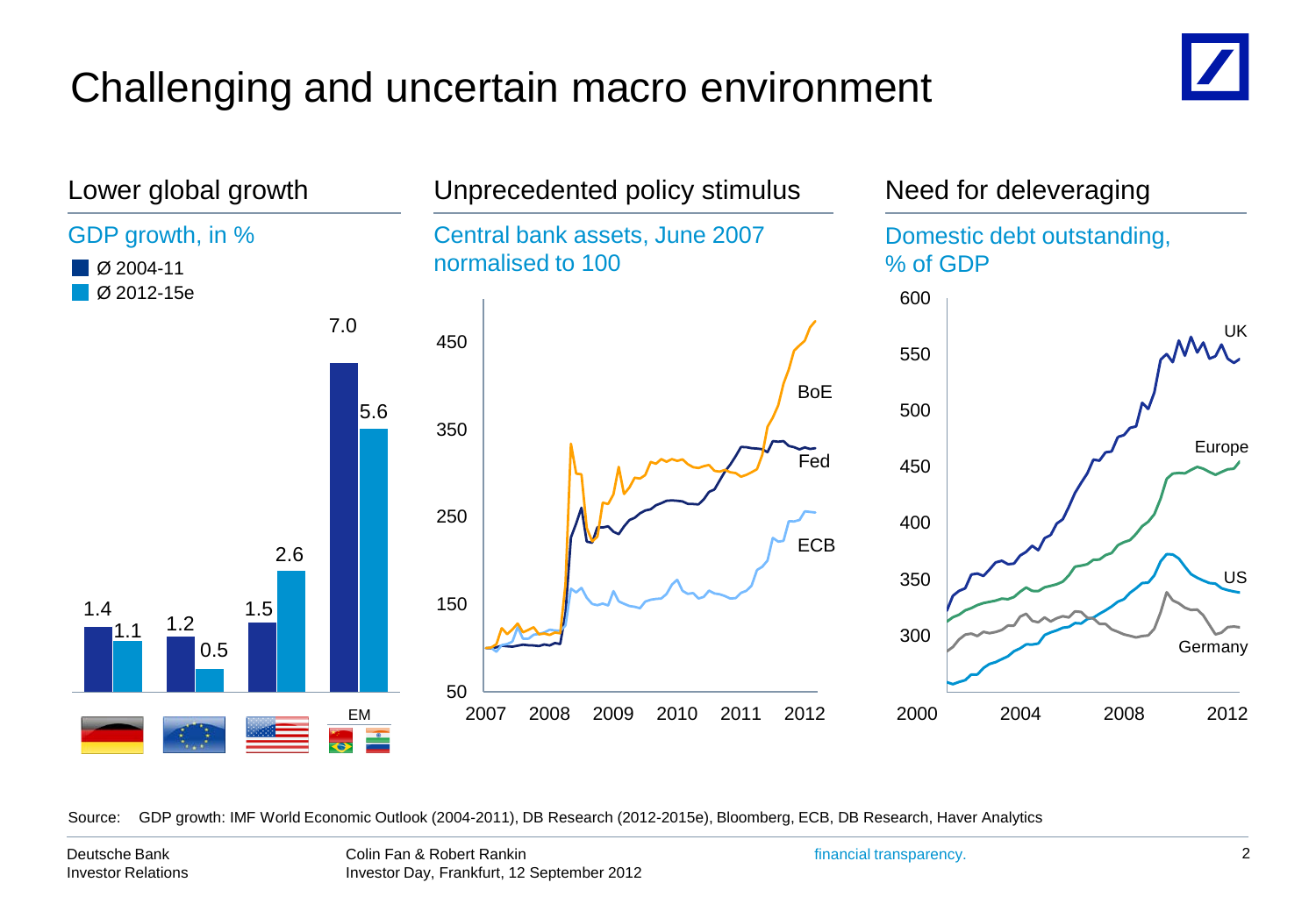# Challenging and uncertain macro environment

## Lower global growth

GDP growth, in %

- Ø 2004-11
- Ø 2012-15e

| | Ø 2004-11 | Ø 2012-15e |
|---|---|---|
| Germany | 1.4 | 1.1 |
| Europe | 1.2 | 0.5 |
| US | 1.5 | 2.6 |
| EM | 7.0 | 5.6 |

## Unprecedented policy stimulus

Central bank assets, June 2007 normalised to 100

BoE, Fed, ECB

## Need for deleveraging

Domestic debt outstanding, % of GDP

UK, Europe, US, Germany

Source: GDP growth: IMF World Economic Outlook (2004-2011), DB Research (2012-2015e), Bloomberg, ECB, DB Research, Haver Analytics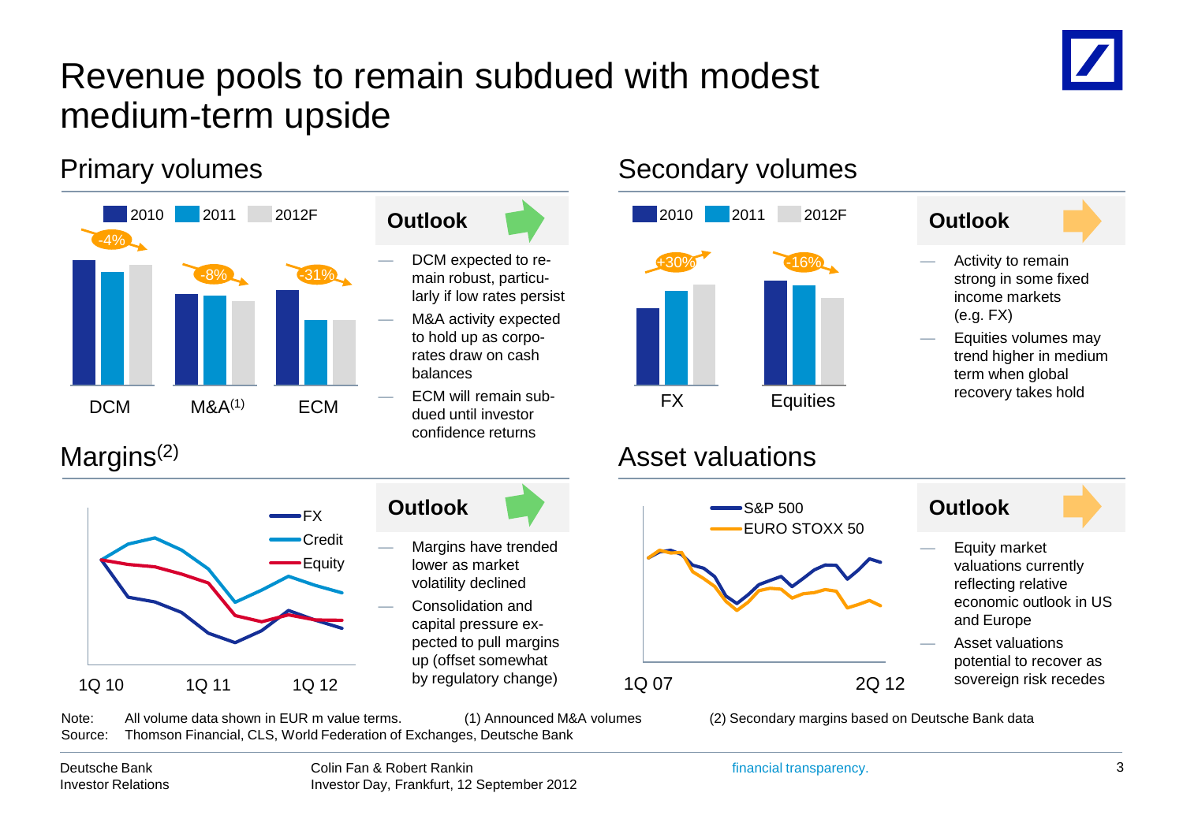# Revenue pools to remain subdued with modest medium-term upside

## Primary volumes

2010 | 2011 | 2012F

DCM -4% | M&A[1] -8% | ECM -31%

**Outlook**

- DCM expected to remain robust, particularly if low rates persist
- M&A activity expected to hold up as corporates draw on cash balances
- ECM will remain subdued until investor confidence returns

## Secondary volumes

2010 | 2011 | 2012F

FX +30% | Equities -16%

**Outlook**

- Activity to remain strong in some fixed income markets (e.g. FX)
- Equities volumes may trend higher in medium term when global recovery takes hold

## Margins[2]

FX | Credit | Equity

1Q 10 | 1Q 11 | 1Q 12

**Outlook**

- Margins have trended lower as market volatility declined
- Consolidation and capital pressure expected to pull margins up (offset somewhat by regulatory change)

## Asset valuations

S&P 500 | EURO STOXX 50

1Q 07 | 2Q 12

**Outlook**

- Equity market valuations currently reflecting relative economic outlook in US and Europe
- Asset valuations potential to recover as sovereign risk recedes

Note: All volume data shown in EUR m value terms. (1) Announced M&A volumes (2) Secondary margins based on Deutsche Bank data

Source: Thomson Financial, CLS, World Federation of Exchanges, Deutsche Bank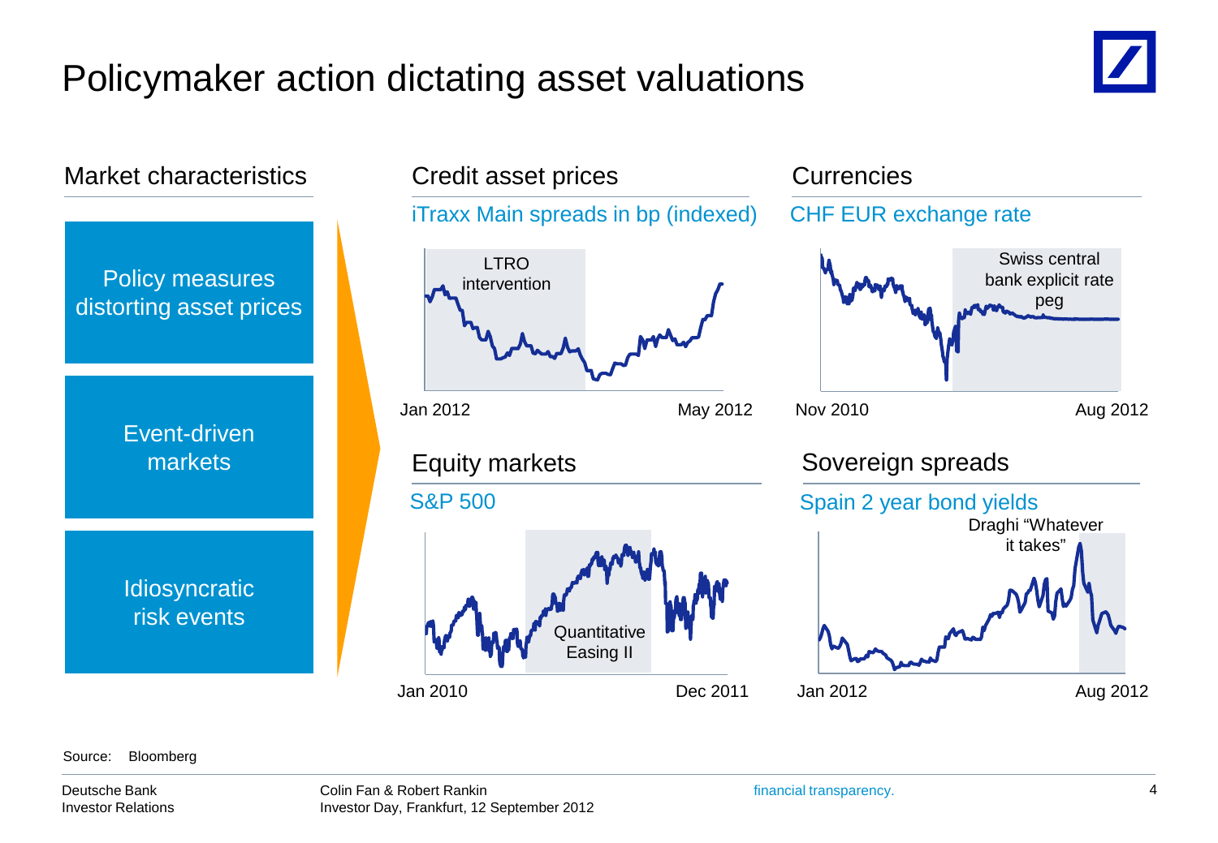# Policymaker action dictating asset valuations

## Market characteristics

- Policy measures distorting asset prices
- Event-driven markets
- Idiosyncratic risk events

## Credit asset prices

iTraxx Main spreads in bp (indexed)

LTRO intervention

Jan 2012 — May 2012

## Currencies

CHF EUR exchange rate

Swiss central bank explicit rate peg

Nov 2010 — Aug 2012

## Equity markets

S&P 500

Quantitative Easing II

Jan 2010 — Dec 2011

## Sovereign spreads

Spain 2 year bond yields

Draghi "Whatever it takes"

Jan 2012 — Aug 2012

Source: Bloomberg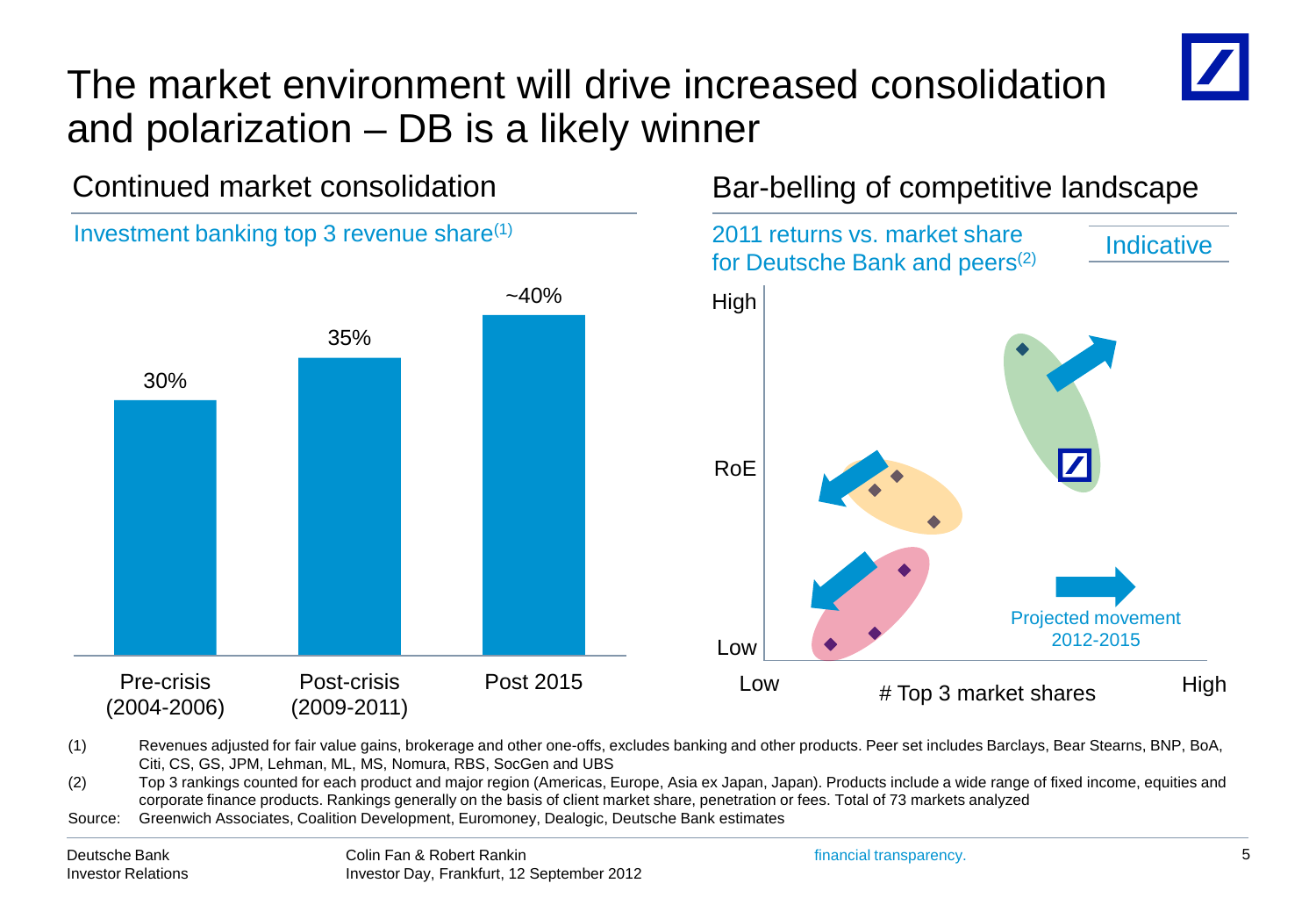# The market environment will drive increased consolidation and polarization – DB is a likely winner

## Continued market consolidation

Investment banking top 3 revenue share(1)

| Period | Top 3 revenue share |
|---|---|
| Pre-crisis (2004-2006) | 30% |
| Post-crisis (2009-2011) | 35% |
| Post 2015 | ~40% |

## Bar-belling of competitive landscape

2011 returns vs. market share for Deutsche Bank and peers(2)

Indicative

High

RoE

Low

Low — # Top 3 market shares — High

Projected movement 2012-2015

(1) Revenues adjusted for fair value gains, brokerage and other one-offs, excludes banking and other products. Peer set includes Barclays, Bear Stearns, BNP, BoA, Citi, CS, GS, JPM, Lehman, ML, MS, Nomura, RBS, SocGen and UBS

(2) Top 3 rankings counted for each product and major region (Americas, Europe, Asia ex Japan, Japan). Products include a wide range of fixed income, equities and corporate finance products. Rankings generally on the basis of client market share, penetration or fees. Total of 73 markets analyzed

Source: Greenwich Associates, Coalition Development, Euromoney, Dealogic, Deutsche Bank estimates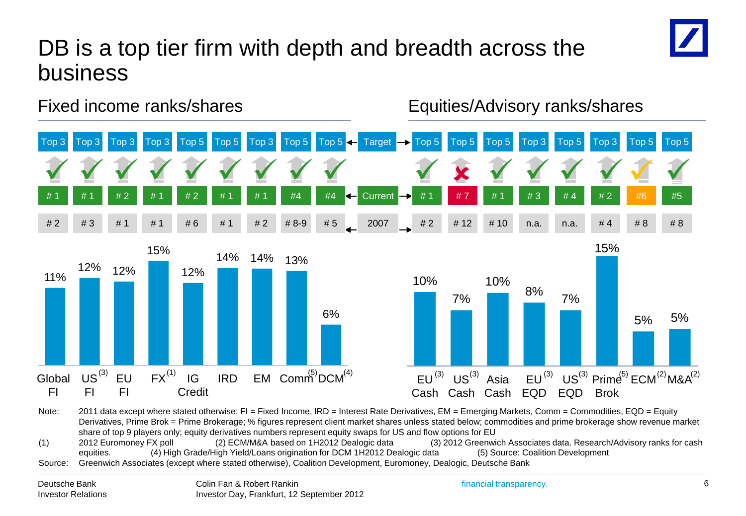# DB is a top tier firm with depth and breadth across the business

## Fixed income ranks/shares

| | Global FI | US FI[3] | EU FI | FX[1] | IG Credit | IRD | EM | Comm[5] | DCM[4] |
|---|---|---|---|---|---|---|---|---|---|
| Target | Top 3 | Top 3 | Top 3 | Top 3 | Top 5 | Top 5 | Top 3 | Top 3 | Top 5 |
| Current | # 1 | # 1 | # 2 | # 1 | # 2 | # 1 | # 1 | #4 | #4 |
| 2007 | # 2 | # 3 | # 1 | # 1 | # 6 | # 1 | # 2 | # 8-9 | # 5 |
| Share | 11% | 12% | 12% | 15% | 12% | 14% | 14% | 13% | 6% |

## Equities/Advisory ranks/shares

| | EU Cash[3] | US Cash[3] | Asia Cash | EU EQD[3] | US EQD[3] | Prime Brok[5] | ECM[2] | M&A[2] |
|---|---|---|---|---|---|---|---|---|
| Target | Top 5 | Top 5 | Top 5 | Top 3 | Top 5 | Top 3 | Top 5 | Top 5 |
| Current | # 1 | # 7 | # 1 | # 3 | # 4 | # 2 | #6 | #5 |
| 2007 | # 2 | # 12 | # 10 | n.a. | n.a. | # 4 | # 8 | # 8 |
| Share | 10% | 7% | 10% | 8% | 7% | 15% | 5% | 5% |

Note: 2011 data except where stated otherwise; FI = Fixed Income, IRD = Interest Rate Derivatives, EM = Emerging Markets, Comm = Commodities, EQD = Equity Derivatives, Prime Brok = Prime Brokerage; % figures represent client market shares unless stated below; commodities and prime brokerage show revenue market share of top 9 players only; equity derivatives numbers represent equity swaps for US and flow options for EU

(1) 2012 Euromoney FX poll (2) ECM/M&A based on 1H2012 Dealogic data (3) 2012 Greenwich Associates data. Research/Advisory ranks for cash equities. (4) High Grade/High Yield/Loans origination for DCM 1H2012 Dealogic data (5) Source: Coalition Development

Source: Greenwich Associates (except where stated otherwise), Coalition Development, Euromoney, Dealogic, Deutsche Bank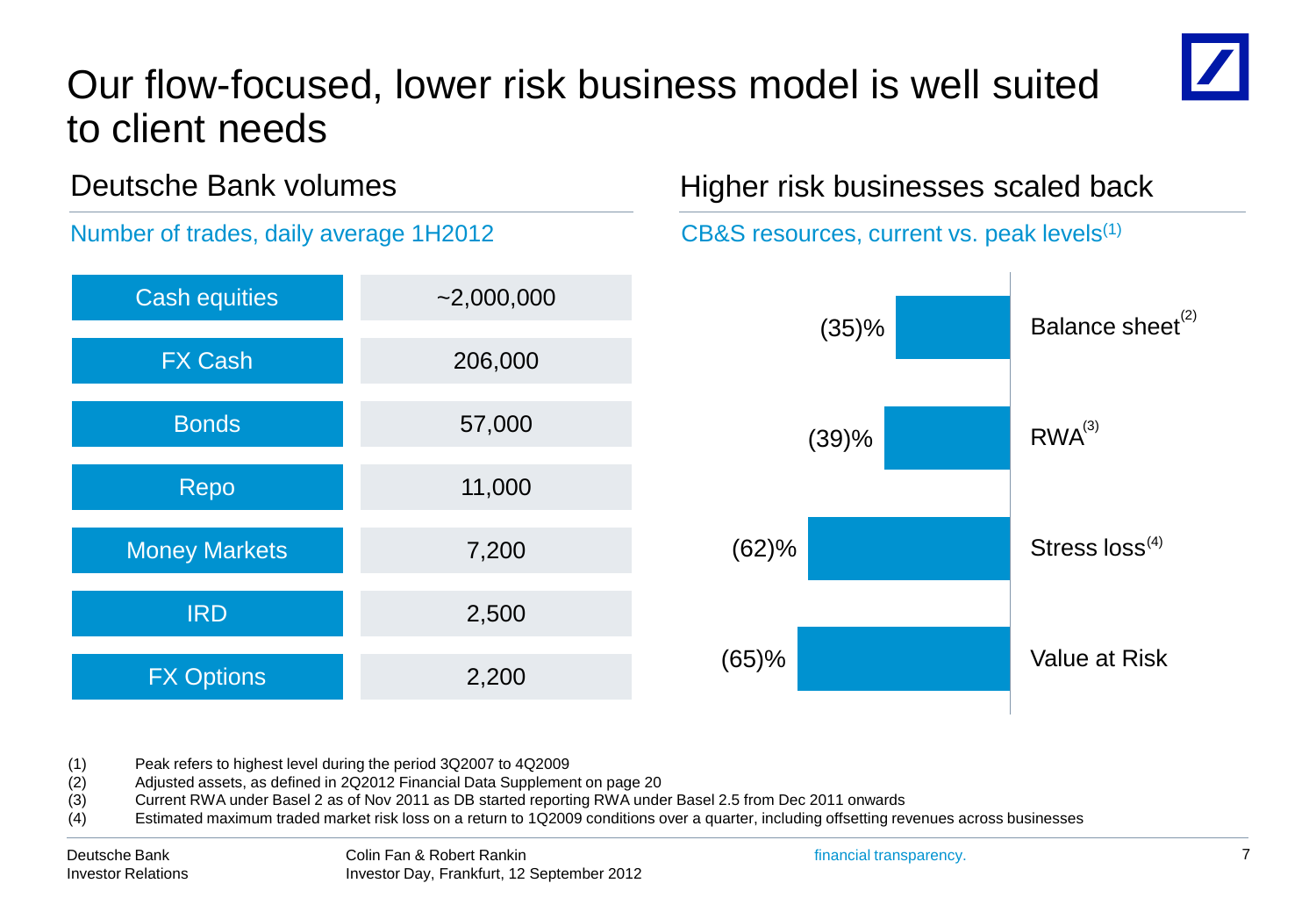# Our flow-focused, lower risk business model is well suited to client needs

## Deutsche Bank volumes

Number of trades, daily average 1H2012

| Product | Number of trades |
|---|---|
| Cash equities | ~2,000,000 |
| FX Cash | 206,000 |
| Bonds | 57,000 |
| Repo | 11,000 |
| Money Markets | 7,200 |
| IRD | 2,500 |
| FX Options | 2,200 |

## Higher risk businesses scaled back

CB&S resources, current vs. peak levels[1]

| Resource | Change vs. peak |
|---|---|
| Balance sheet[2] | (35)% |
| RWA[3] | (39)% |
| Stress loss[4] | (62)% |
| Value at Risk | (65)% |

(1) Peak refers to highest level during the period 3Q2007 to 4Q2009
(2) Adjusted assets, as defined in 2Q2012 Financial Data Supplement on page 20
(3) Current RWA under Basel 2 as of Nov 2011 as DB started reporting RWA under Basel 2.5 from Dec 2011 onwards
(4) Estimated maximum traded market risk loss on a return to 1Q2009 conditions over a quarter, including offsetting revenues across businesses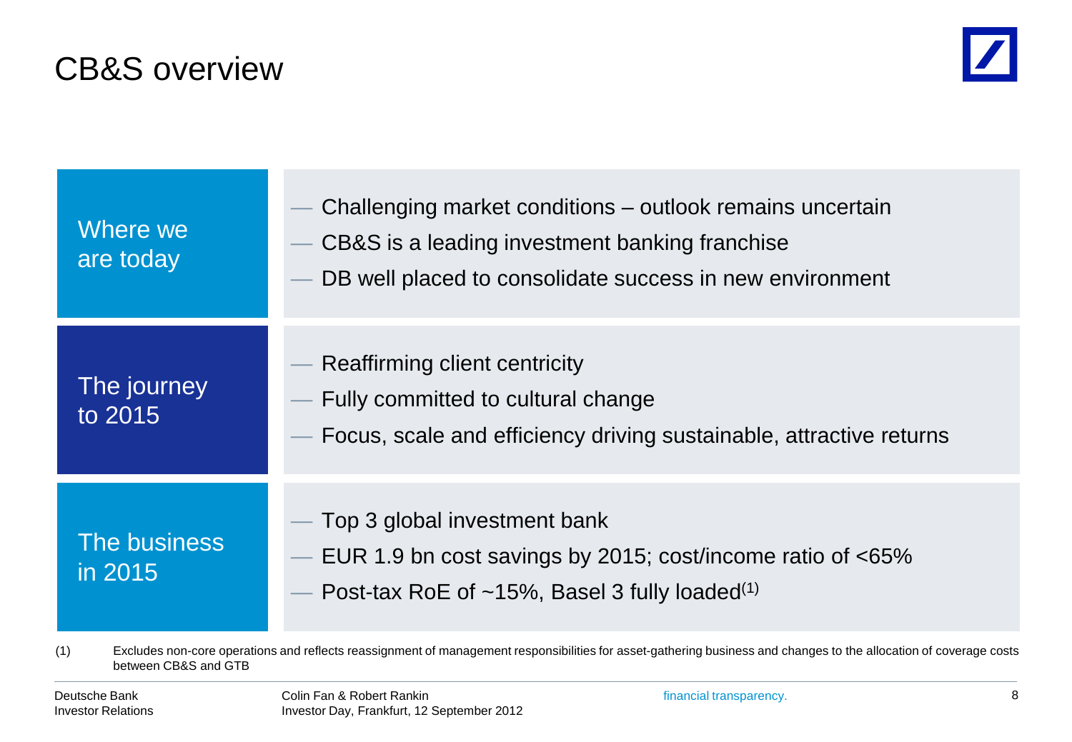# CB&S overview

| | |
|---|---|
| Where we are today | — Challenging market conditions – outlook remains uncertain<br>— CB&S is a leading investment banking franchise<br>— DB well placed to consolidate success in new environment |
| The journey to 2015 | — Reaffirming client centricity<br>— Fully committed to cultural change<br>— Focus, scale and efficiency driving sustainable, attractive returns |
| The business in 2015 | — Top 3 global investment bank<br>— EUR 1.9 bn cost savings by 2015; cost/income ratio of <65%<br>— Post-tax RoE of ~15%, Basel 3 fully loaded(1) |

(1) Excludes non-core operations and reflects reassignment of management responsibilities for asset-gathering business and changes to the allocation of coverage costs between CB&S and GTB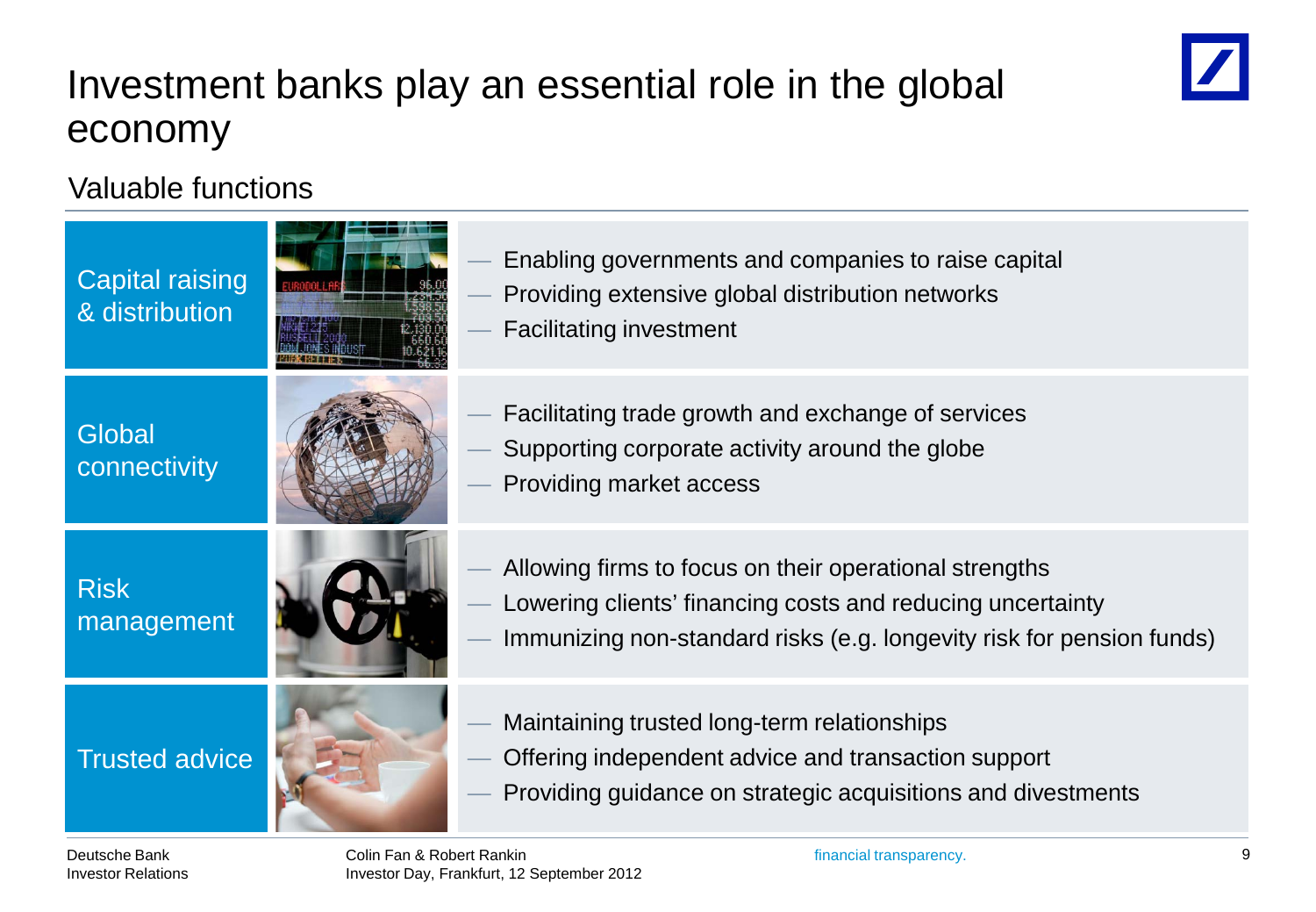# Investment banks play an essential role in the global economy

## Valuable functions

### Capital raising & distribution

- Enabling governments and companies to raise capital
- Providing extensive global distribution networks
- Facilitating investment

### Global connectivity

- Facilitating trade growth and exchange of services
- Supporting corporate activity around the globe
- Providing market access

### Risk management

- Allowing firms to focus on their operational strengths
- Lowering clients' financing costs and reducing uncertainty
- Immunizing non-standard risks (e.g. longevity risk for pension funds)

### Trusted advice

- Maintaining trusted long-term relationships
- Offering independent advice and transaction support
- Providing guidance on strategic acquisitions and divestments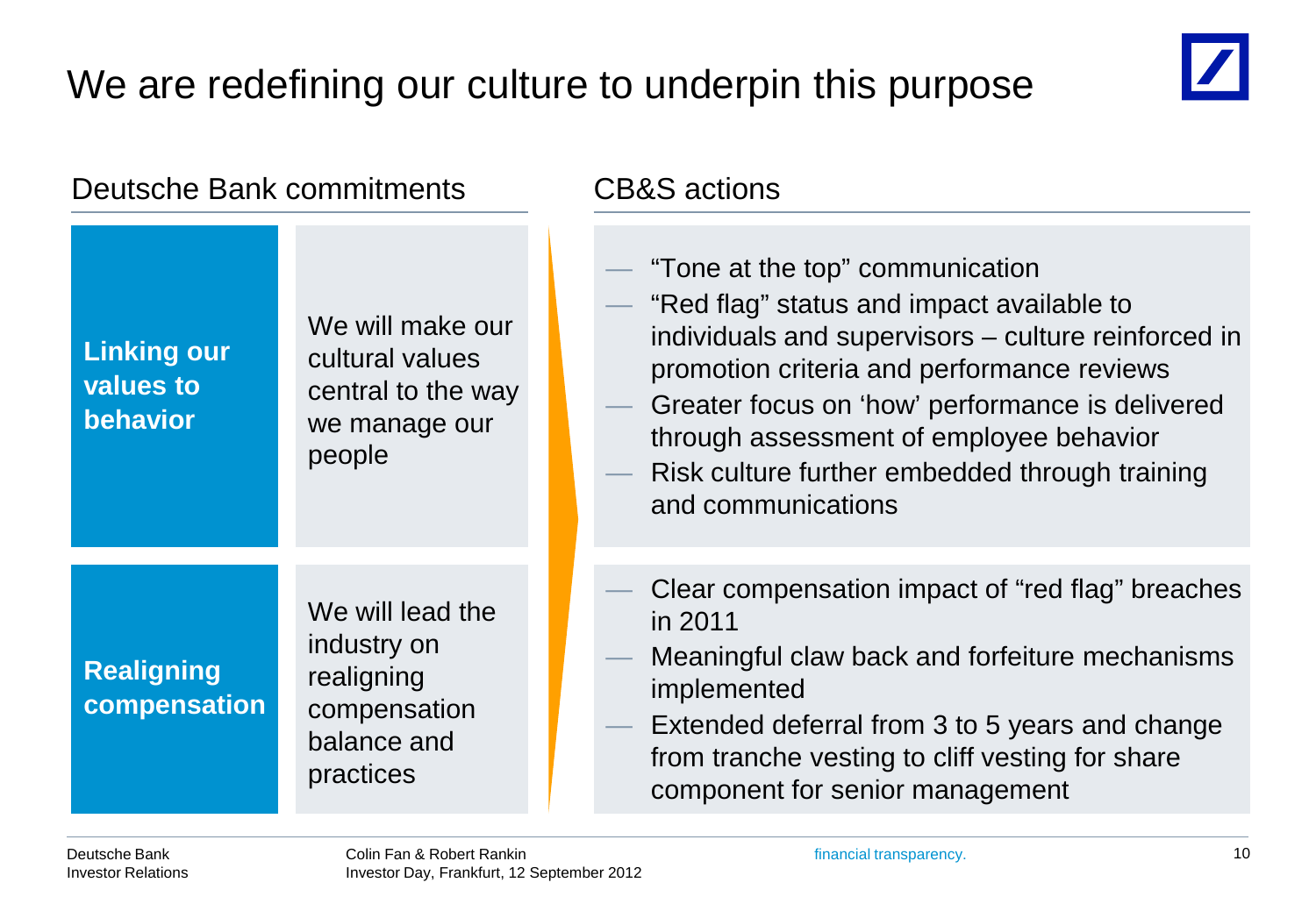# We are redefining our culture to underpin this purpose

| Deutsche Bank commitments | | CB&S actions |
|---|---|---|
| **Linking our values to behavior** | We will make our cultural values central to the way we manage our people | — "Tone at the top" communication<br>— "Red flag" status and impact available to individuals and supervisors – culture reinforced in promotion criteria and performance reviews<br>— Greater focus on 'how' performance is delivered through assessment of employee behavior<br>— Risk culture further embedded through training and communications |
| **Realigning compensation** | We will lead the industry on realigning compensation balance and practices | — Clear compensation impact of "red flag" breaches in 2011<br>— Meaningful claw back and forfeiture mechanisms implemented<br>— Extended deferral from 3 to 5 years and change from tranche vesting to cliff vesting for share component for senior management |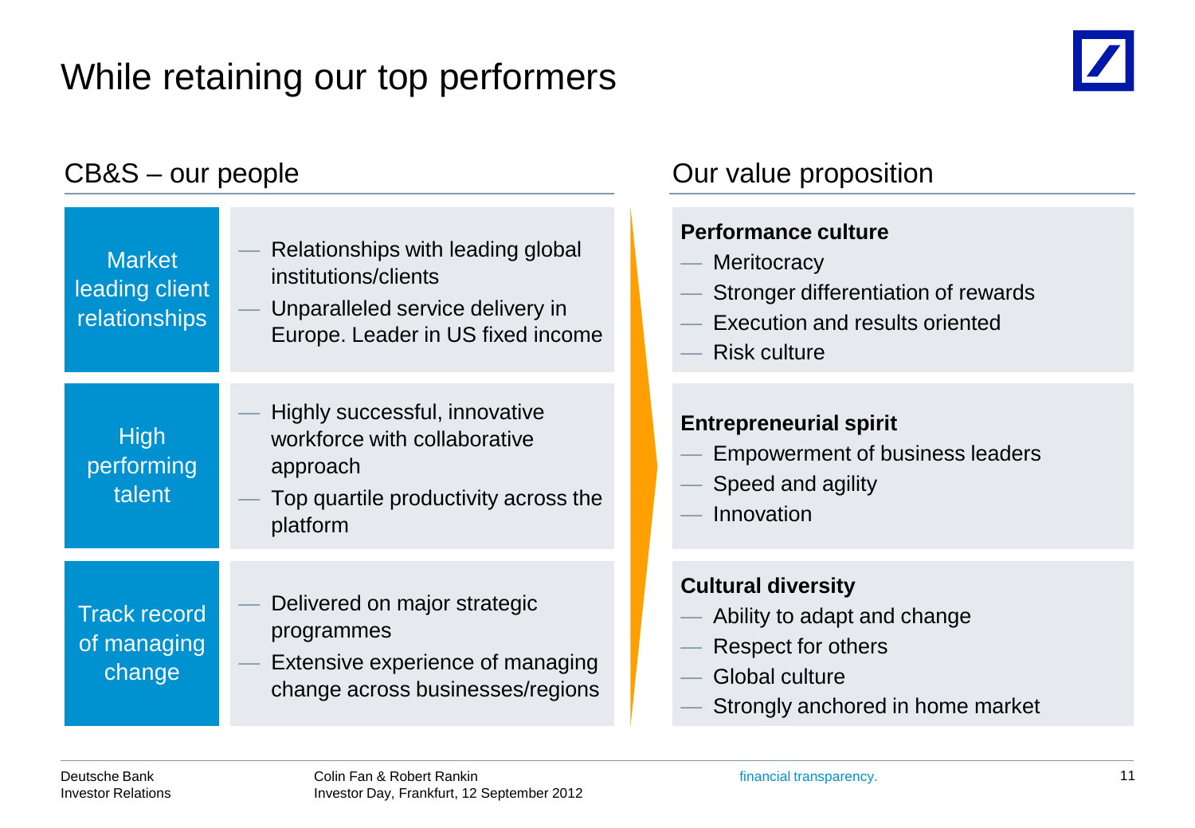# While retaining our top performers

## CB&S – our people

**Market leading client relationships**

- Relationships with leading global institutions/clients
- Unparalleled service delivery in Europe. Leader in US fixed income

**High performing talent**

- Highly successful, innovative workforce with collaborative approach
- Top quartile productivity across the platform

**Track record of managing change**

- Delivered on major strategic programmes
- Extensive experience of managing change across businesses/regions

## Our value proposition

**Performance culture**

- Meritocracy
- Stronger differentiation of rewards
- Execution and results oriented
- Risk culture

**Entrepreneurial spirit**

- Empowerment of business leaders
- Speed and agility
- Innovation

**Cultural diversity**

- Ability to adapt and change
- Respect for others
- Global culture
- Strongly anchored in home market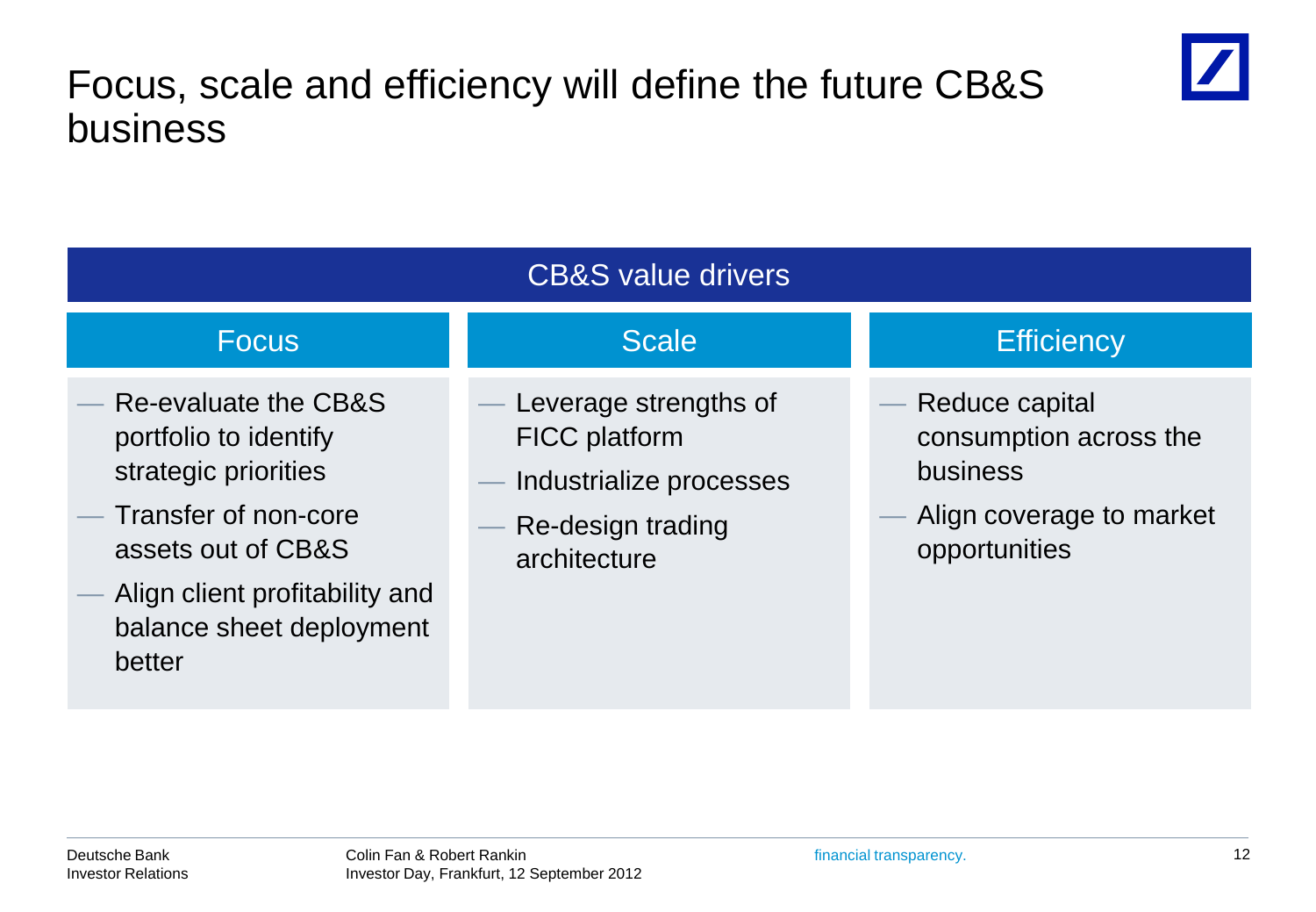# Focus, scale and efficiency will define the future CB&S business

## CB&S value drivers

### Focus

- Re-evaluate the CB&S portfolio to identify strategic priorities
- Transfer of non-core assets out of CB&S
- Align client profitability and balance sheet deployment better

### Scale

- Leverage strengths of FICC platform
- Industrialize processes
- Re-design trading architecture

### Efficiency

- Reduce capital consumption across the business
- Align coverage to market opportunities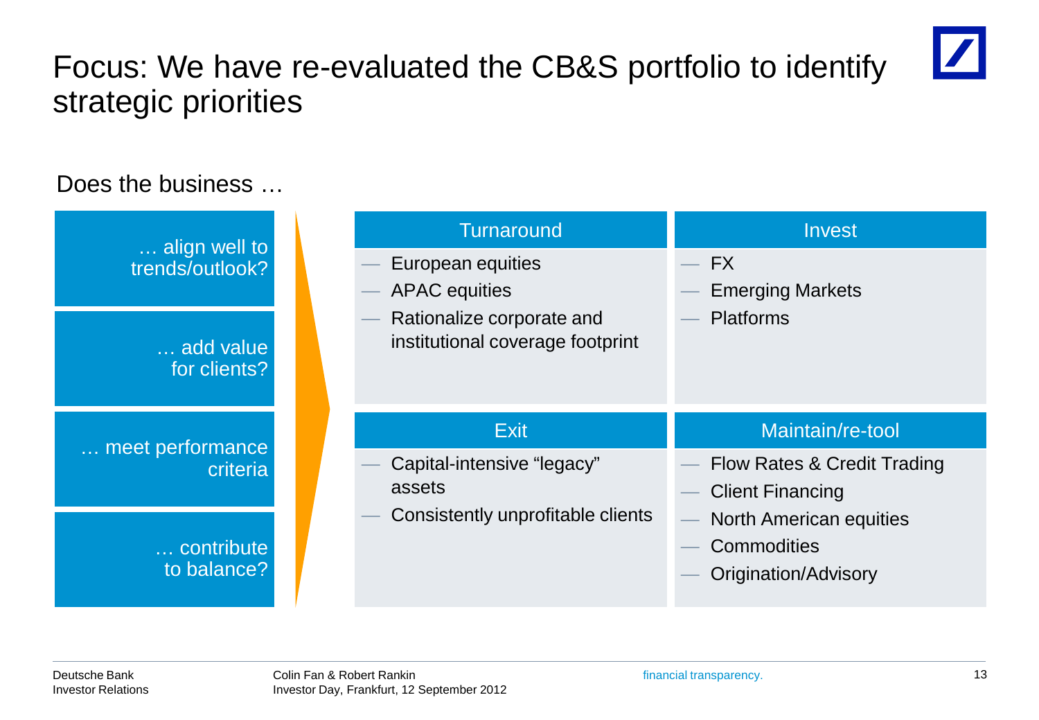# Focus: We have re-evaluated the CB&S portfolio to identify strategic priorities

Does the business …

- … align well to trends/outlook?
- … add value for clients?
- … meet performance criteria
- … contribute to balance?

| Turnaround | Invest |
|---|---|
| — European equities<br>— APAC equities<br>— Rationalize corporate and institutional coverage footprint | — FX<br>— Emerging Markets<br>— Platforms |
| **Exit** | **Maintain/re-tool** |
| — Capital-intensive “legacy” assets<br>— Consistently unprofitable clients | — Flow Rates & Credit Trading<br>— Client Financing<br>— North American equities<br>— Commodities<br>— Origination/Advisory |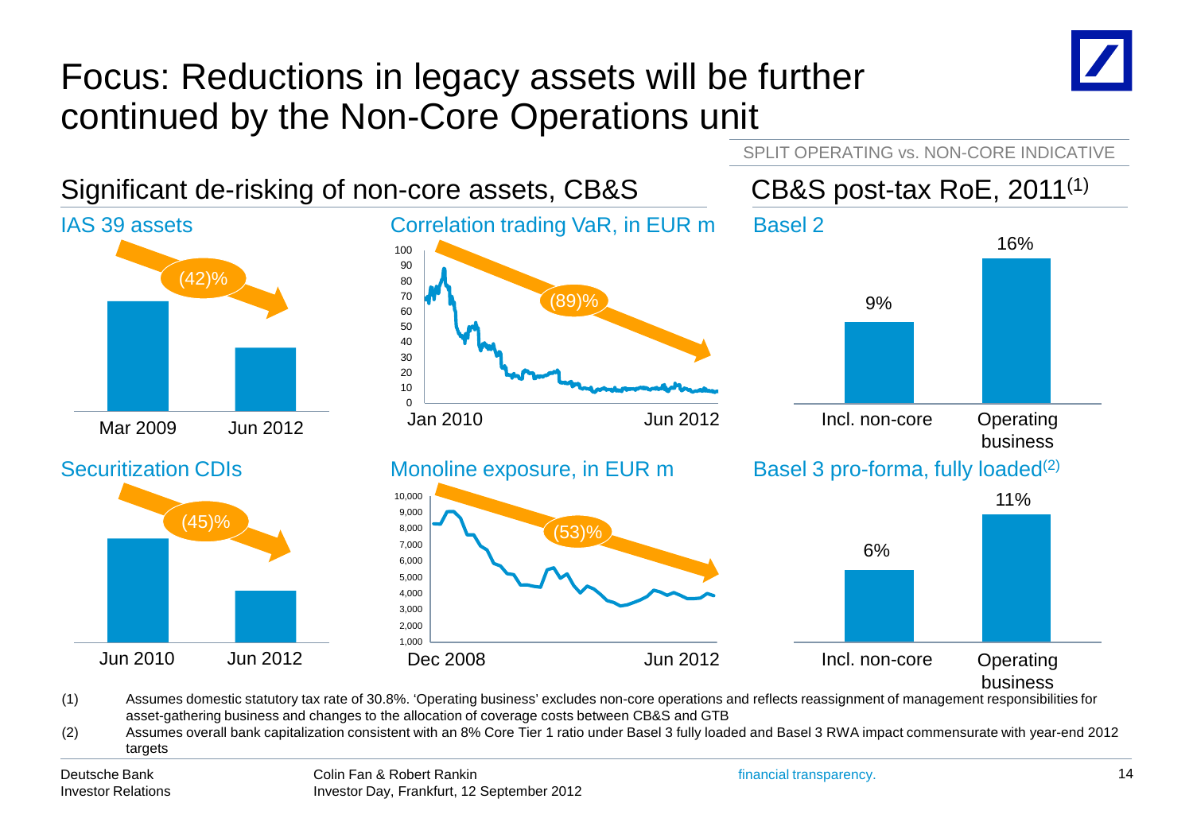# Focus: Reductions in legacy assets will be further continued by the Non-Core Operations unit

## Significant de-risking of non-core assets, CB&S

### IAS 39 assets

(42)%

Mar 2009 | Jun 2012

### Correlation trading VaR, in EUR m

(89)%

Jan 2010 | Jun 2012

### Securitization CDIs

(45)%

Jun 2010 | Jun 2012

### Monoline exposure, in EUR m

(53)%

Dec 2008 | Jun 2012

SPLIT OPERATING vs. NON-CORE INDICATIVE

## CB&S post-tax RoE, 2011[1]

### Basel 2

| | Incl. non-core | Operating business |
|---|---|---|
| RoE | 9% | 16% |

### Basel 3 pro-forma, fully loaded[2]

| | Incl. non-core | Operating business |
|---|---|---|
| RoE | 6% | 11% |

(1) Assumes domestic statutory tax rate of 30.8%. 'Operating business' excludes non-core operations and reflects reassignment of management responsibilities for asset-gathering business and changes to the allocation of coverage costs between CB&S and GTB

(2) Assumes overall bank capitalization consistent with an 8% Core Tier 1 ratio under Basel 3 fully loaded and Basel 3 RWA impact commensurate with year-end 2012 targets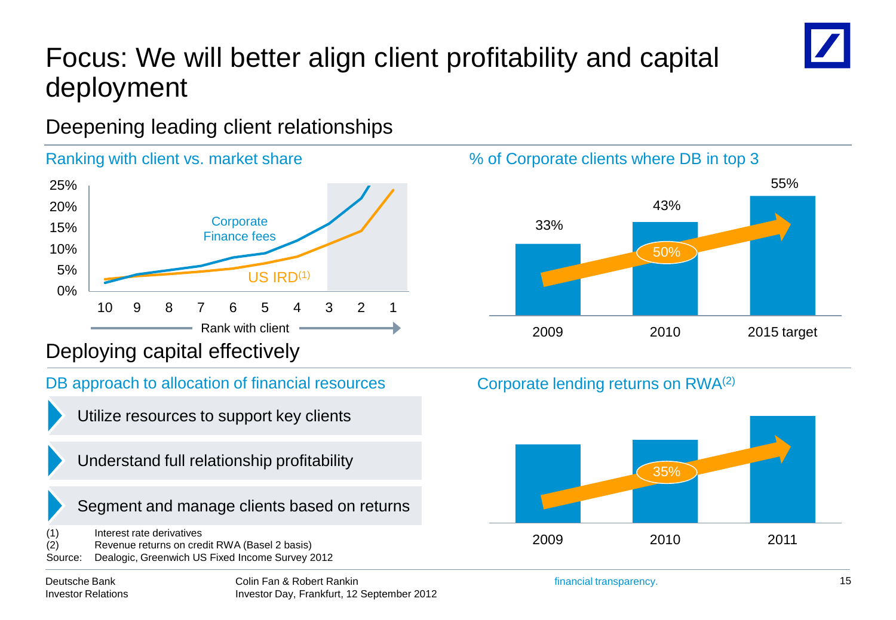# Focus: We will better align client profitability and capital deployment

## Deepening leading client relationships

### Ranking with client vs. market share

Corporate Finance fees

US IRD[1]

25%
20%
15%
10%
5%
0%

10 9 8 7 6 5 4 3 2 1

Rank with client

### % of Corporate clients where DB in top 3

| 2009 | 2010 | 2015 target |
|---|---|---|
| 33% | 43% | 55% |

50%

## Deploying capital effectively

### DB approach to allocation of financial resources

- Utilize resources to support key clients
- Understand full relationship profitability
- Segment and manage clients based on returns

### Corporate lending returns on RWA[2]

35%

2009 2010 2011

(1) Interest rate derivatives
(2) Revenue returns on credit RWA (Basel 2 basis)
Source: Dealogic, Greenwich US Fixed Income Survey 2012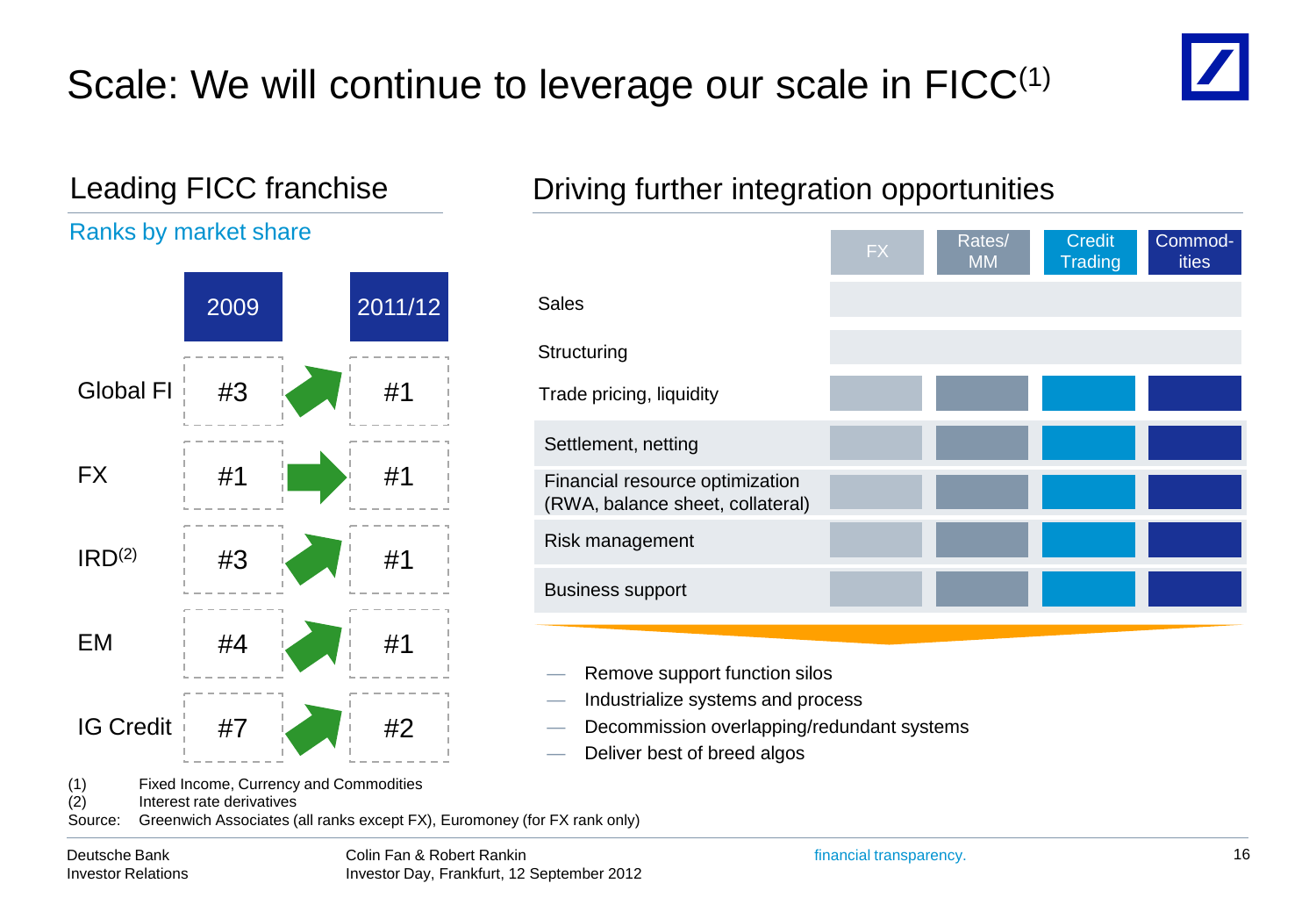# Scale: We will continue to leverage our scale in FICC[1]

## Leading FICC franchise

### Ranks by market share

| | 2009 | | 2011/12 |
|---|---|---|---|
| Global FI | #3 | ↗ | #1 |
| FX | #1 | → | #1 |
| IRD[2] | #3 | ↗ | #1 |
| EM | #4 | ↗ | #1 |
| IG Credit | #7 | ↗ | #2 |

## Driving further integration opportunities

| | FX | Rates/ MM | Credit Trading | Commod-ities |
|---|---|---|---|---|
| Sales | | | | |
| Structuring | | | | |
| Trade pricing, liquidity | ■ | ■ | ■ | ■ |
| Settlement, netting | ■ | ■ | ■ | ■ |
| Financial resource optimization (RWA, balance sheet, collateral) | ■ | ■ | ■ | ■ |
| Risk management | ■ | ■ | ■ | ■ |
| Business support | ■ | ■ | ■ | ■ |

- Remove support function silos
- Industrialize systems and process
- Decommission overlapping/redundant systems
- Deliver best of breed algos

(1) Fixed Income, Currency and Commodities
(2) Interest rate derivatives
Source: Greenwich Associates (all ranks except FX), Euromoney (for FX rank only)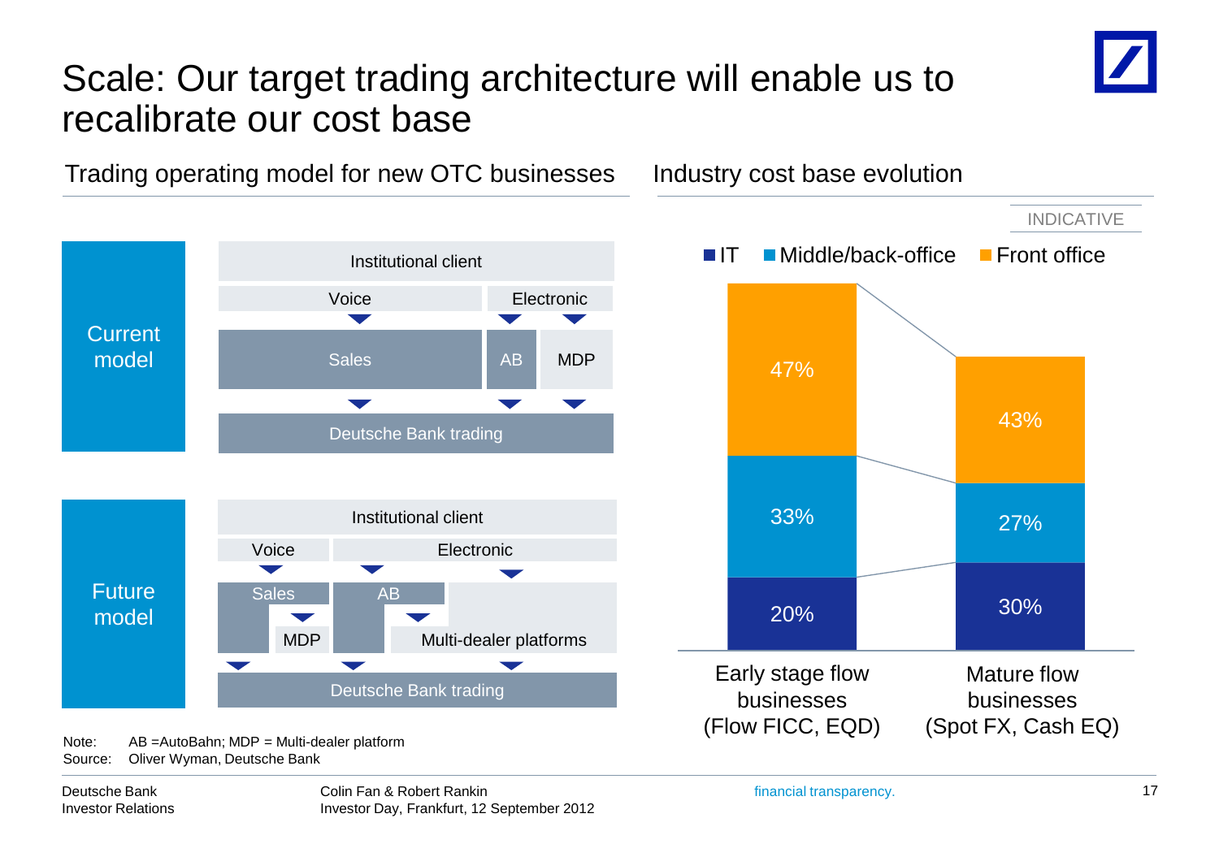# Scale: Our target trading architecture will enable us to recalibrate our cost base

## Trading operating model for new OTC businesses

**Current model**

- Institutional client
  - Voice → Sales → Deutsche Bank trading
  - Electronic → AB → Deutsche Bank trading
  - Electronic → MDP → Deutsche Bank trading

**Future model**

- Institutional client
  - Voice → Sales → MDP / Deutsche Bank trading
  - Electronic → AB → Multi-dealer platforms / Deutsche Bank trading
  - Electronic → Multi-dealer platforms → Deutsche Bank trading

## Industry cost base evolution

INDICATIVE

| | Early stage flow businesses (Flow FICC, EQD) | Mature flow businesses (Spot FX, Cash EQ) |
|---|---|---|
| Front office | 47% | 43% |
| Middle/back-office | 33% | 27% |
| IT | 20% | 30% |

Note: AB =AutoBahn; MDP = Multi-dealer platform

Source: Oliver Wyman, Deutsche Bank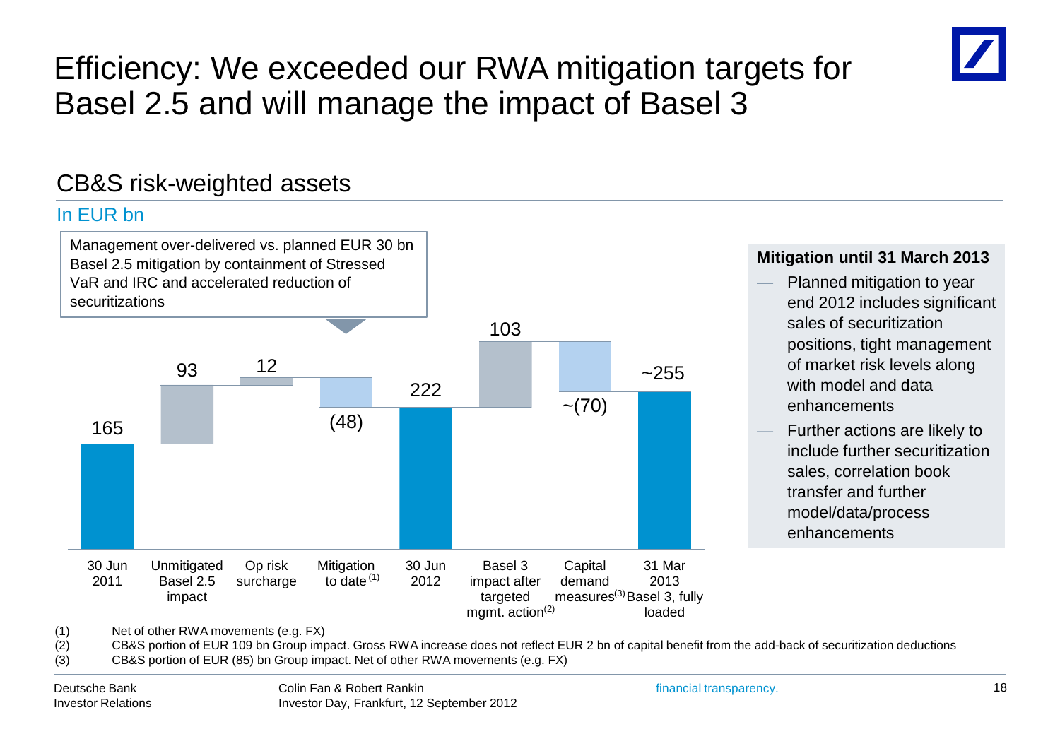# Efficiency: We exceeded our RWA mitigation targets for Basel 2.5 and will manage the impact of Basel 3

## CB&S risk-weighted assets

In EUR bn

Management over-delivered vs. planned EUR 30 bn Basel 2.5 mitigation by containment of Stressed VaR and IRC and accelerated reduction of securitizations

| 30 Jun 2011 | Unmitigated Basel 2.5 impact | Op risk surcharge | Mitigation to date [1] | 30 Jun 2012 | Basel 3 impact after targeted mgmt. action[2] | Capital demand measures[3] | 31 Mar 2013 Basel 3, fully loaded |
|---|---|---|---|---|---|---|---|
| 165 | 93 | 12 | (48) | 222 | 103 | ~(70) | ~255 |

**Mitigation until 31 March 2013**

- Planned mitigation to year end 2012 includes significant sales of securitization positions, tight management of market risk levels along with model and data enhancements
- Further actions are likely to include further securitization sales, correlation book transfer and further model/data/process enhancements

(1) Net of other RWA movements (e.g. FX)
(2) CB&S portion of EUR 109 bn Group impact. Gross RWA increase does not reflect EUR 2 bn of capital benefit from the add-back of securitization deductions
(3) CB&S portion of EUR (85) bn Group impact. Net of other RWA movements (e.g. FX)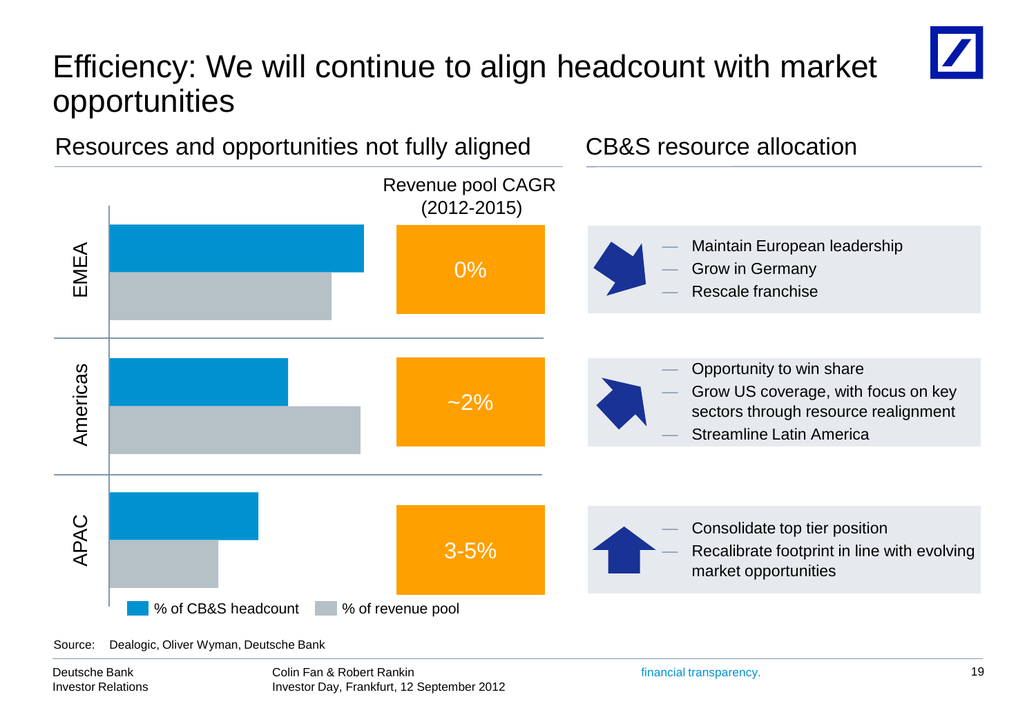# Efficiency: We will continue to align headcount with market opportunities

## Resources and opportunities not fully aligned

| Region | Revenue pool CAGR (2012-2015) |
| --- | --- |
| EMEA | 0% |
| Americas | ~2% |
| APAC | 3-5% |

% of CB&S headcount | % of revenue pool

## CB&S resource allocation

**EMEA**
- Maintain European leadership
- Grow in Germany
- Rescale franchise

**Americas**
- Opportunity to win share
- Grow US coverage, with focus on key sectors through resource realignment
- Streamline Latin America

**APAC**
- Consolidate top tier position
- Recalibrate footprint in line with evolving market opportunities

Source: Dealogic, Oliver Wyman, Deutsche Bank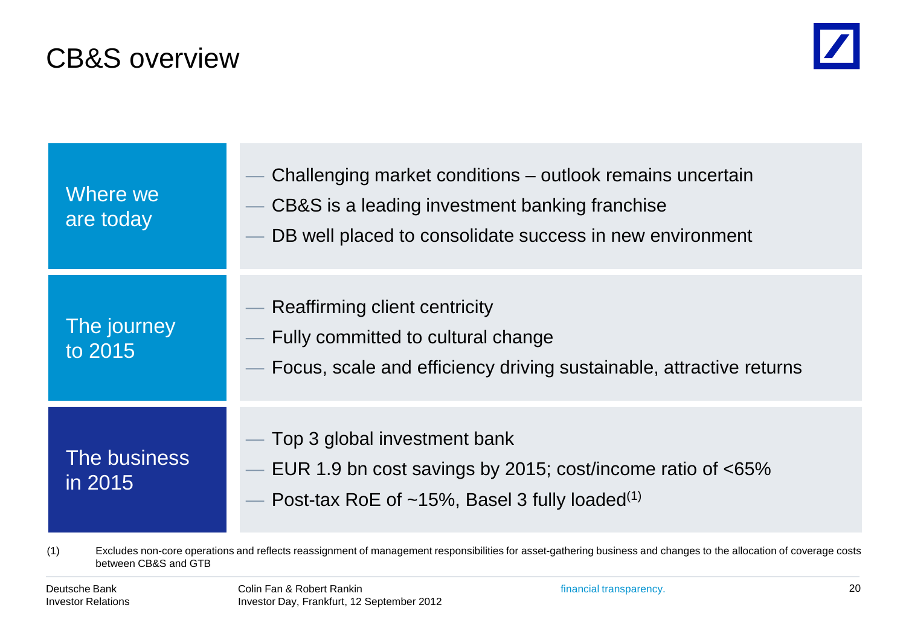# CB&S overview

## Where we are today

- Challenging market conditions – outlook remains uncertain
- CB&S is a leading investment banking franchise
- DB well placed to consolidate success in new environment

## The journey to 2015

- Reaffirming client centricity
- Fully committed to cultural change
- Focus, scale and efficiency driving sustainable, attractive returns

## The business in 2015

- Top 3 global investment bank
- EUR 1.9 bn cost savings by 2015; cost/income ratio of <65%
- Post-tax RoE of ~15%, Basel 3 fully loaded(1)

(1) Excludes non-core operations and reflects reassignment of management responsibilities for asset-gathering business and changes to the allocation of coverage costs between CB&S and GTB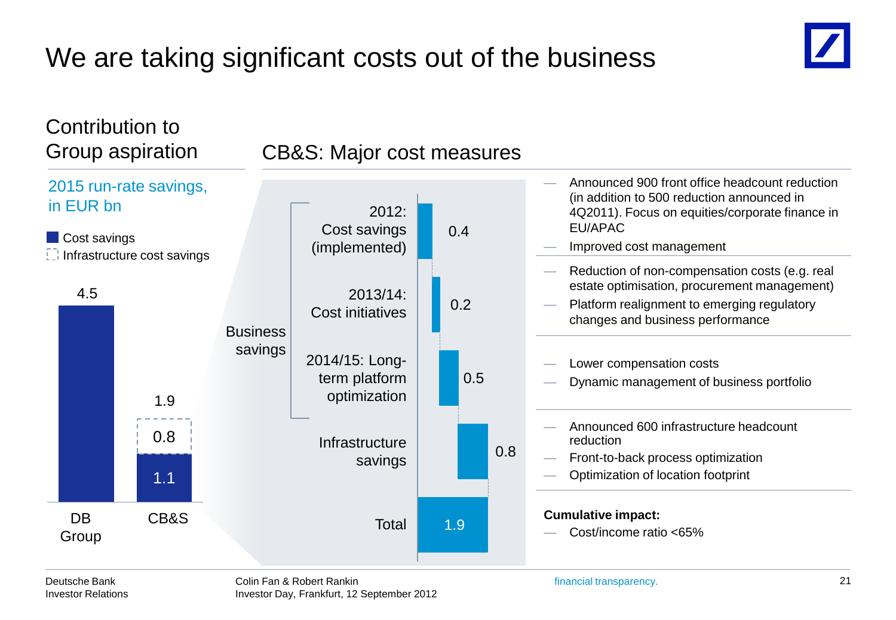# We are taking significant costs out of the business

## Contribution to Group aspiration

2015 run-rate savings, in EUR bn

- Cost savings
- Infrastructure cost savings

| | Cost savings | Infrastructure cost savings | Total |
|---|---|---|---|
| DB Group | 4.5 | | 4.5 |
| CB&S | 1.1 | 0.8 | 1.9 |

## CB&S: Major cost measures

| | Measure | EUR bn | Details |
|---|---|---|---|
| Business savings | 2012: Cost savings (implemented) | 0.4 | — Announced 900 front office headcount reduction (in addition to 500 reduction announced in 4Q2011). Focus on equities/corporate finance in EU/APAC<br>— Improved cost management |
| Business savings | 2013/14: Cost initiatives | 0.2 | — Reduction of non-compensation costs (e.g. real estate optimisation, procurement management)<br>— Platform realignment to emerging regulatory changes and business performance |
| Business savings | 2014/15: Long-term platform optimization | 0.5 | — Lower compensation costs<br>— Dynamic management of business portfolio |
| | Infrastructure savings | 0.8 | — Announced 600 infrastructure headcount reduction<br>— Front-to-back process optimization<br>— Optimization of location footprint |
| | Total | 1.9 | **Cumulative impact:**<br>— Cost/income ratio <65% |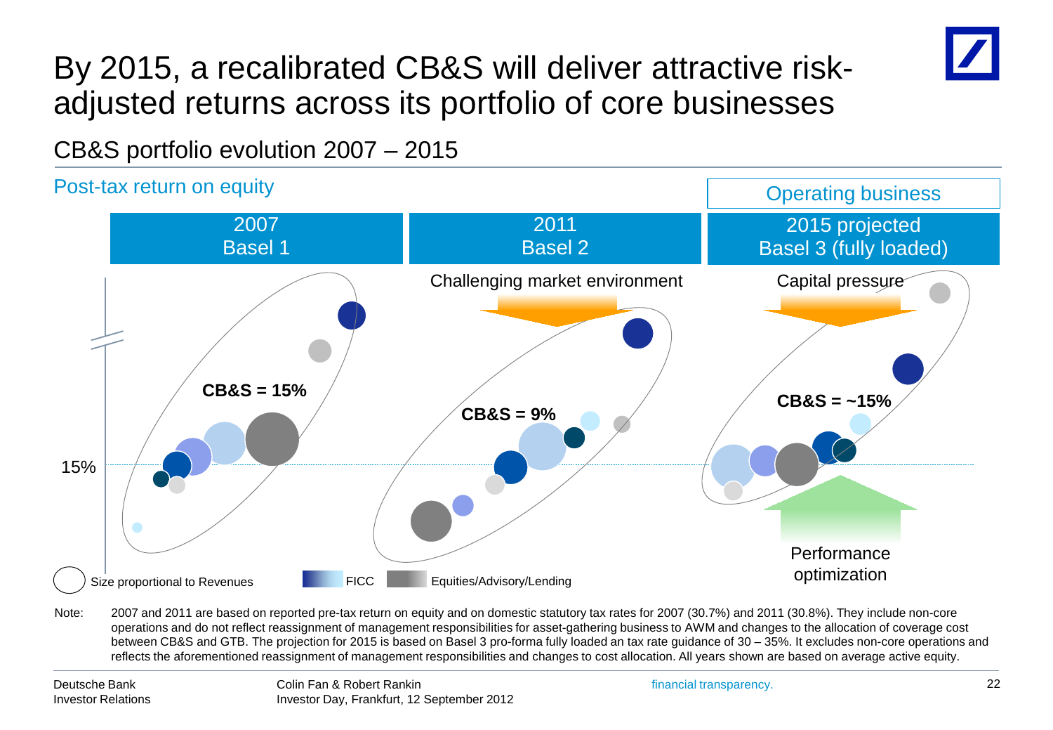# By 2015, a recalibrated CB&S will deliver attractive risk-adjusted returns across its portfolio of core businesses

## CB&S portfolio evolution 2007 – 2015

Post-tax return on equity

| 2007 Basel 1 | 2011 Basel 2 | Operating business: 2015 projected Basel 3 (fully loaded) |
|---|---|---|
| CB&S = 15% | Challenging market environment | Capital pressure |
| | CB&S = 9% | CB&S = ~15% |
| | | Performance optimization |

15%

Size proportional to Revenues — FICC — Equities/Advisory/Lending

Note: 2007 and 2011 are based on reported pre-tax return on equity and on domestic statutory tax rates for 2007 (30.7%) and 2011 (30.8%). They include non-core operations and do not reflect reassignment of management responsibilities for asset-gathering business to AWM and changes to the allocation of coverage cost between CB&S and GTB. The projection for 2015 is based on Basel 3 pro-forma fully loaded an tax rate guidance of 30 – 35%. It excludes non-core operations and reflects the aforementioned reassignment of management responsibilities and changes to cost allocation. All years shown are based on average active equity.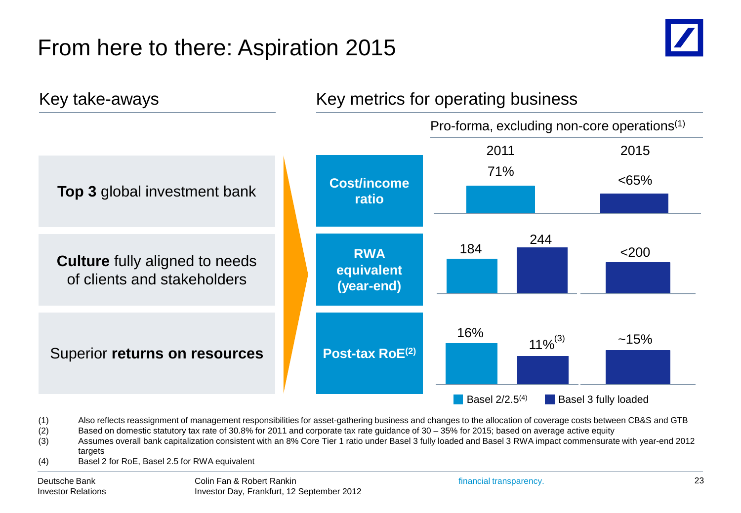# From here to there: Aspiration 2015

## Key take-aways

**Top 3** global investment bank

**Culture** fully aligned to needs of clients and stakeholders

Superior **returns on resources**

## Key metrics for operating business

Pro-forma, excluding non-core operations[(1)]

| | 2011 Basel 2/2.5[(4)] | 2011 Basel 3 fully loaded | 2015 Basel 3 fully loaded |
|---|---|---|---|
| **Cost/income ratio** | 71% | | <65% |
| **RWA equivalent (year-end)** | 184 | 244 | <200 |
| **Post-tax RoE[(2)]** | 16% | 11%[(3)] | ~15% |

(1) Also reflects reassignment of management responsibilities for asset-gathering business and changes to the allocation of coverage costs between CB&S and GTB
(2) Based on domestic statutory tax rate of 30.8% for 2011 and corporate tax rate guidance of 30 – 35% for 2015; based on average active equity
(3) Assumes overall bank capitalization consistent with an 8% Core Tier 1 ratio under Basel 3 fully loaded and Basel 3 RWA impact commensurate with year-end 2012 targets
(4) Basel 2 for RoE, Basel 2.5 for RWA equivalent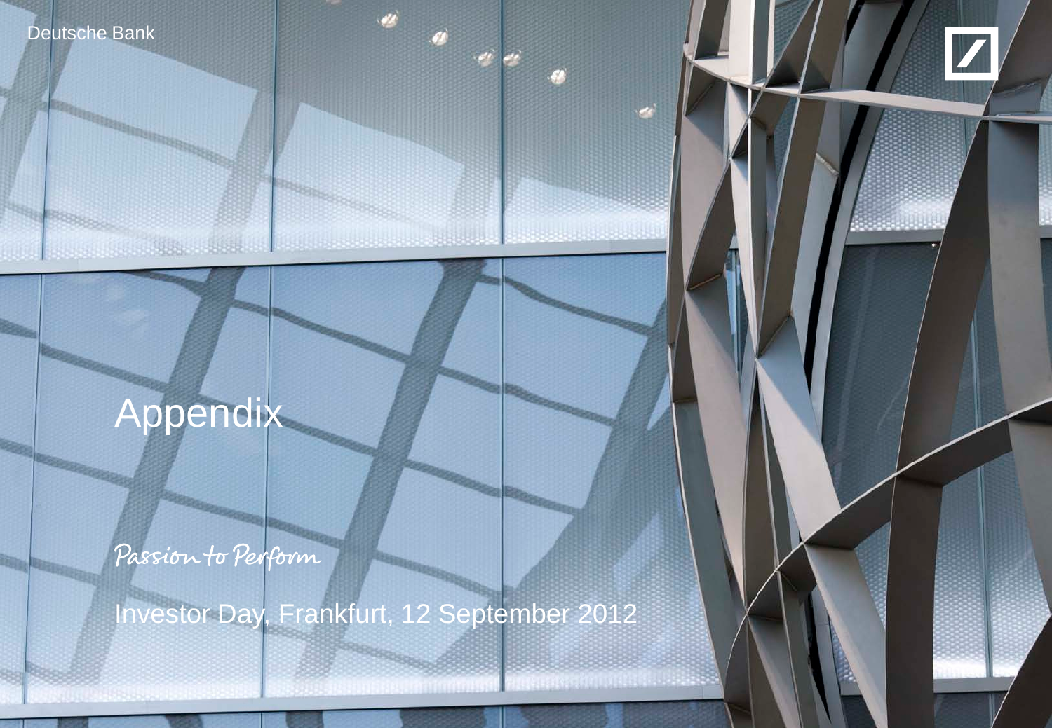# Appendix

*Passion to Perform*

Investor Day, Frankfurt, 12 September 2012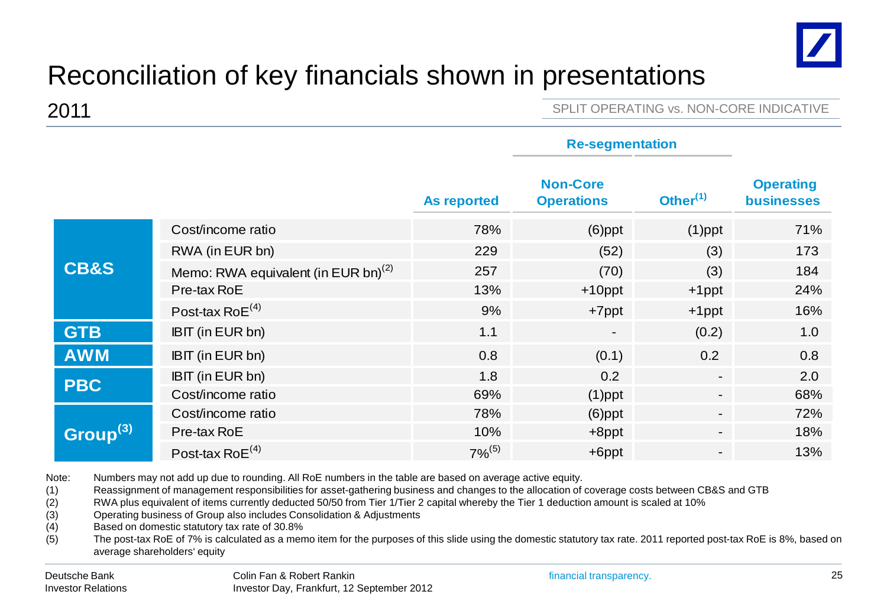# Reconciliation of key financials shown in presentations

## 2011

SPLIT OPERATING vs. NON-CORE INDICATIVE

| | | As reported | Re-segmentation: Non-Core Operations | Re-segmentation: Other[1] | Operating businesses |
|---|---|---|---|---|---|
| **CB&S** | Cost/income ratio | 78% | (6)ppt | (1)ppt | 71% |
| | RWA (in EUR bn) | 229 | (52) | (3) | 173 |
| | Memo: RWA equivalent (in EUR bn)[2] | 257 | (70) | (3) | 184 |
| | Pre-tax RoE | 13% | +10ppt | +1ppt | 24% |
| | Post-tax RoE[4] | 9% | +7ppt | +1ppt | 16% |
| **GTB** | IBIT (in EUR bn) | 1.1 | - | (0.2) | 1.0 |
| **AWM** | IBIT (in EUR bn) | 0.8 | (0.1) | 0.2 | 0.8 |
| **PBC** | IBIT (in EUR bn) | 1.8 | 0.2 | - | 2.0 |
| | Cost/income ratio | 69% | (1)ppt | - | 68% |
| **Group**[3] | Cost/income ratio | 78% | (6)ppt | - | 72% |
| | Pre-tax RoE | 10% | +8ppt | - | 18% |
| | Post-tax RoE[4] | 7%[5] | +6ppt | - | 13% |

Note: Numbers may not add up due to rounding. All RoE numbers in the table are based on average active equity.

(1) Reassignment of management responsibilities for asset-gathering business and changes to the allocation of coverage costs between CB&S and GTB

(2) RWA plus equivalent of items currently deducted 50/50 from Tier 1/Tier 2 capital whereby the Tier 1 deduction amount is scaled at 10%

(3) Operating business of Group also includes Consolidation & Adjustments

(4) Based on domestic statutory tax rate of 30.8%

(5) The post-tax RoE of 7% is calculated as a memo item for the purposes of this slide using the domestic statutory tax rate. 2011 reported post-tax RoE is 8%, based on average shareholders' equity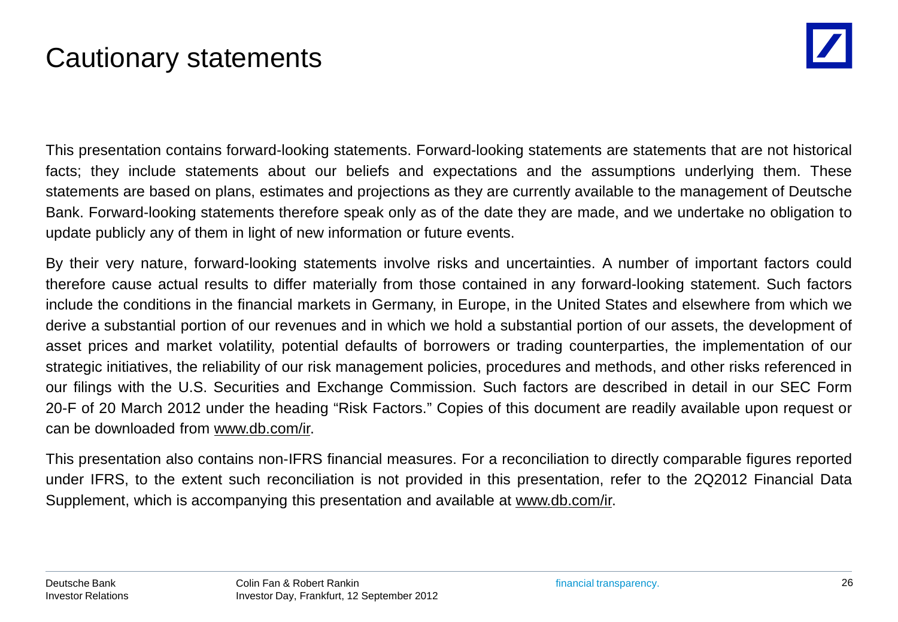# Cautionary statements

This presentation contains forward-looking statements. Forward-looking statements are statements that are not historical facts; they include statements about our beliefs and expectations and the assumptions underlying them. These statements are based on plans, estimates and projections as they are currently available to the management of Deutsche Bank. Forward-looking statements therefore speak only as of the date they are made, and we undertake no obligation to update publicly any of them in light of new information or future events.

By their very nature, forward-looking statements involve risks and uncertainties. A number of important factors could therefore cause actual results to differ materially from those contained in any forward-looking statement. Such factors include the conditions in the financial markets in Germany, in Europe, in the United States and elsewhere from which we derive a substantial portion of our revenues and in which we hold a substantial portion of our assets, the development of asset prices and market volatility, potential defaults of borrowers or trading counterparties, the implementation of our strategic initiatives, the reliability of our risk management policies, procedures and methods, and other risks referenced in our filings with the U.S. Securities and Exchange Commission. Such factors are described in detail in our SEC Form 20-F of 20 March 2012 under the heading "Risk Factors." Copies of this document are readily available upon request or can be downloaded from www.db.com/ir.

This presentation also contains non-IFRS financial measures. For a reconciliation to directly comparable figures reported under IFRS, to the extent such reconciliation is not provided in this presentation, refer to the 2Q2012 Financial Data Supplement, which is accompanying this presentation and available at www.db.com/ir.